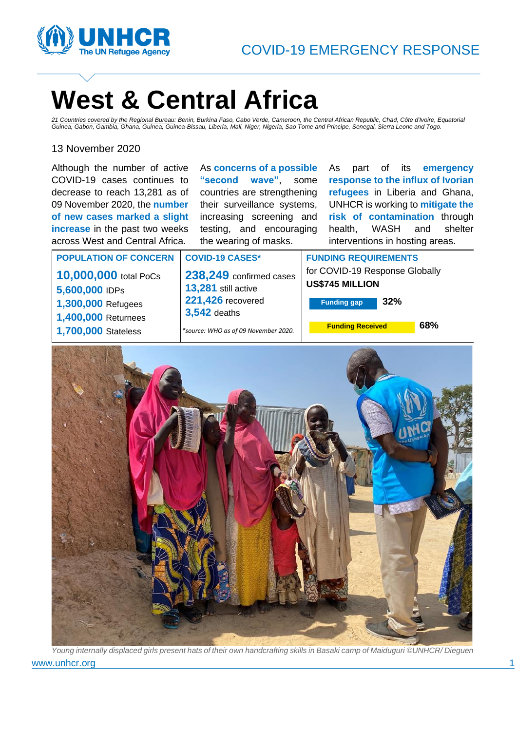COVID-19 EMERGENCY RESPONSE

# West & Central Africa

*21 Countries covered by the Regional Bureau: Benin, Burkina Faso, Cabo Verde, Cameroon, the Central African Republic, Chad, Côte d'Ivoire, Equatorial Guinea, Gabon, Gambia, Ghana, Guinea, Guinea-Bissau, Liberia, Mali, Niger, Nigeria, Sao Tome and Principe, Senegal, Sierra Leone and Togo.*

13 November 2020

Although the number of active COVID-19 cases continues to decrease to reach 13,281 as of 09 November 2020, the **number of new cases marked a slight increase** in the past two weeks across West and Central Africa.

As **concerns of a possible "second wave"**, some countries are strengthening their surveillance systems, increasing screening and testing, and encouraging the wearing of masks.

As part of its **emergency response to the influx of Ivorian refugees** in Liberia and Ghana, UNHCR is working to **mitigate the risk of contamination** through health, WASH and shelter interventions in hosting areas.

| POPULATION OF CONCERN | COVID-19 CASES* | FUNDING REQUIREMENTS |
|---|---|---|
| **10,000,000** total PoCs | **238,249** confirmed cases | for COVID-19 Response Globally **US$745 MILLION** |
| **5,600,000** IDPs | **13,281** still active | Funding gap: **32%** |
| **1,300,000** Refugees | **221,426** recovered | Funding Received: **68%** |
| **1,400,000** Returnees | **3,542** deaths | |
| **1,700,000** Stateless | *\*source: WHO as of 09 November 2020.* | |

*Young internally displaced girls present hats of their own handcrafting skills in Basaki camp of Maiduguri ©UNHCR/ Dieguen*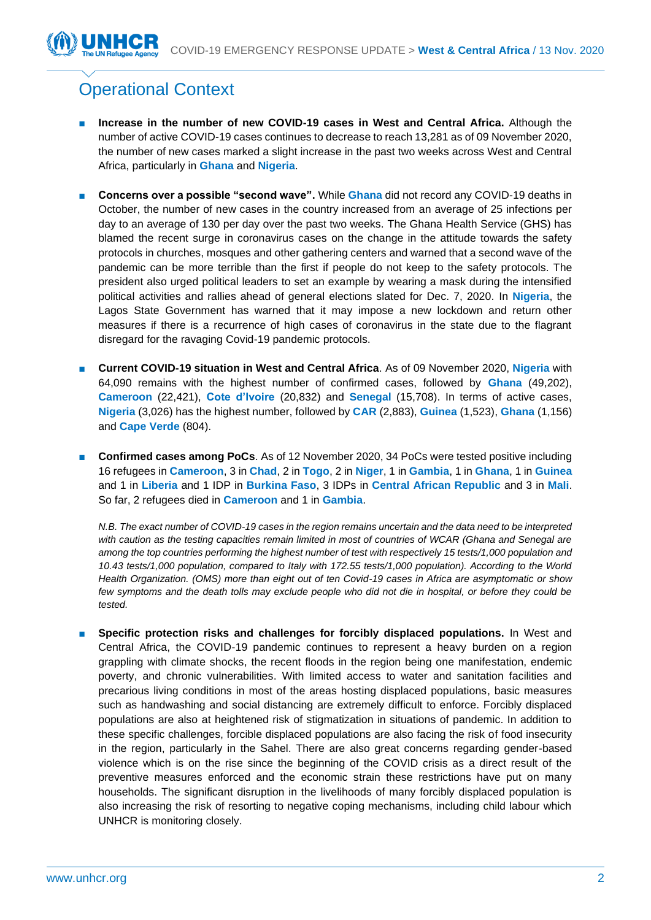## Operational Context

- **Increase in the number of new COVID-19 cases in West and Central Africa.** Although the number of active COVID-19 cases continues to decrease to reach 13,281 as of 09 November 2020, the number of new cases marked a slight increase in the past two weeks across West and Central Africa, particularly in **Ghana** and **Nigeria**.

- **Concerns over a possible "second wave".** While **Ghana** did not record any COVID-19 deaths in October, the number of new cases in the country increased from an average of 25 infections per day to an average of 130 per day over the past two weeks. The Ghana Health Service (GHS) has blamed the recent surge in coronavirus cases on the change in the attitude towards the safety protocols in churches, mosques and other gathering centers and warned that a second wave of the pandemic can be more terrible than the first if people do not keep to the safety protocols. The president also urged political leaders to set an example by wearing a mask during the intensified political activities and rallies ahead of general elections slated for Dec. 7, 2020. In **Nigeria**, the Lagos State Government has warned that it may impose a new lockdown and return other measures if there is a recurrence of high cases of coronavirus in the state due to the flagrant disregard for the ravaging Covid-19 pandemic protocols.

- **Current COVID-19 situation in West and Central Africa**. As of 09 November 2020, **Nigeria** with 64,090 remains with the highest number of confirmed cases, followed by **Ghana** (49,202), **Cameroon** (22,421), **Cote d'Ivoire** (20,832) and **Senegal** (15,708). In terms of active cases, **Nigeria** (3,026) has the highest number, followed by **CAR** (2,883), **Guinea** (1,523), **Ghana** (1,156) and **Cape Verde** (804).

- **Confirmed cases among PoCs**. As of 12 November 2020, 34 PoCs were tested positive including 16 refugees in **Cameroon**, 3 in **Chad**, 2 in **Togo**, 2 in **Niger**, 1 in **Gambia**, 1 in **Ghana**, 1 in **Guinea** and 1 in **Liberia** and 1 IDP in **Burkina Faso**, 3 IDPs in **Central African Republic** and 3 in **Mali**. So far, 2 refugees died in **Cameroon** and 1 in **Gambia**.

  *N.B. The exact number of COVID-19 cases in the region remains uncertain and the data need to be interpreted with caution as the testing capacities remain limited in most of countries of WCAR (Ghana and Senegal are among the top countries performing the highest number of test with respectively 15 tests/1,000 population and 10.43 tests/1,000 population, compared to Italy with 172.55 tests/1,000 population). According to the World Health Organization. (OMS) more than eight out of ten Covid-19 cases in Africa are asymptomatic or show few symptoms and the death tolls may exclude people who did not die in hospital, or before they could be tested.*

- **Specific protection risks and challenges for forcibly displaced populations.** In West and Central Africa, the COVID-19 pandemic continues to represent a heavy burden on a region grappling with climate shocks, the recent floods in the region being one manifestation, endemic poverty, and chronic vulnerabilities. With limited access to water and sanitation facilities and precarious living conditions in most of the areas hosting displaced populations, basic measures such as handwashing and social distancing are extremely difficult to enforce. Forcibly displaced populations are also at heightened risk of stigmatization in situations of pandemic. In addition to these specific challenges, forcible displaced populations are also facing the risk of food insecurity in the region, particularly in the Sahel. There are also great concerns regarding gender-based violence which is on the rise since the beginning of the COVID crisis as a direct result of the preventive measures enforced and the economic strain these restrictions have put on many households. The significant disruption in the livelihoods of many forcibly displaced population is also increasing the risk of resorting to negative coping mechanisms, including child labour which UNHCR is monitoring closely.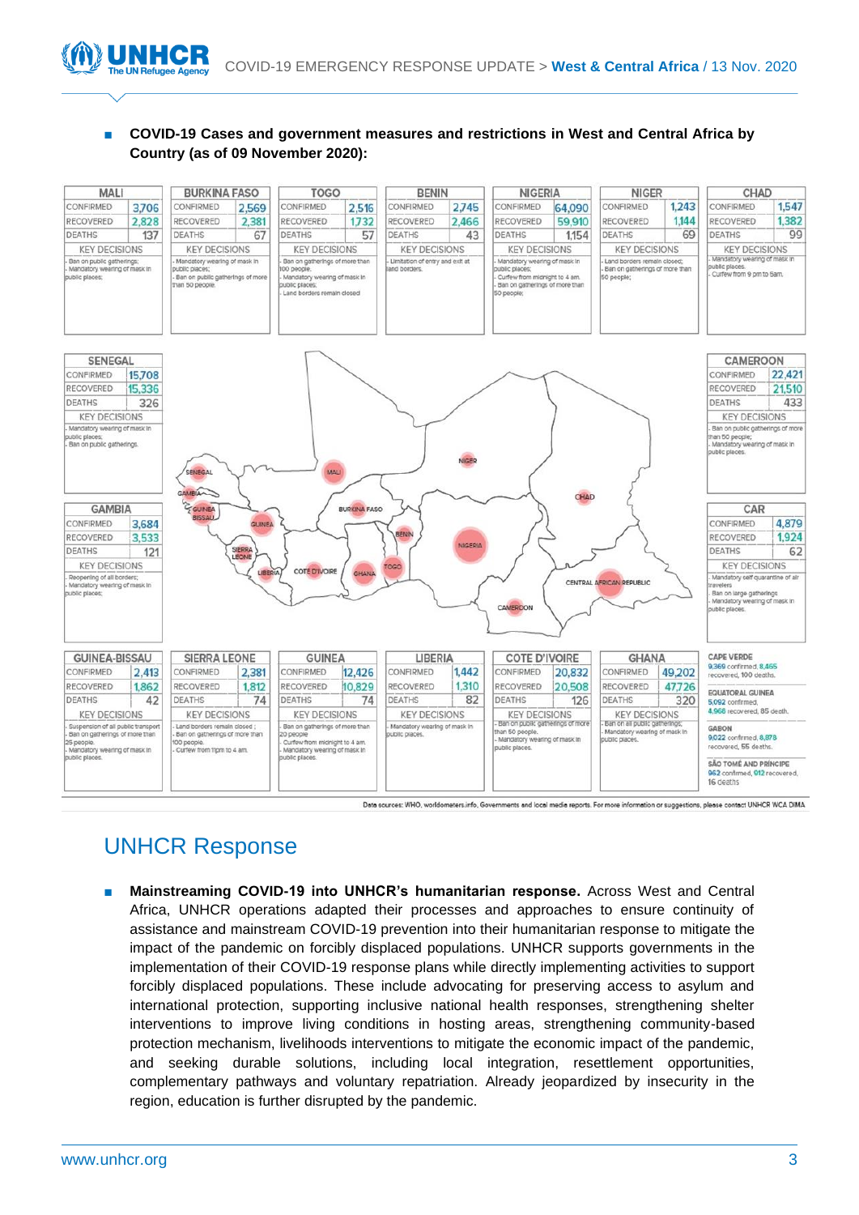- **COVID-19 Cases and government measures and restrictions in West and Central Africa by Country (as of 09 November 2020):**

| Country | Confirmed | Recovered | Deaths | Key Decisions |
|---|---|---|---|---|
| MALI | 3,706 | 2,828 | 137 | - Ban on public gatherings; - Mandatory wearing of mask in public places; |
| BURKINA FASO | 2,569 | 2,381 | 67 | - Mandatory wearing of mask in public places; - Ban on public gatherings of more than 50 people |
| TOGO | 2,516 | 1,732 | 57 | - Ban on gatherings of more than 100 people; - Mandatory wearing of mask in public places; - Land borders remain closed |
| BENIN | 2,745 | 2,466 | 43 | - Limitation of entry and exit at land borders. |
| NIGERIA | 64,090 | 59,910 | 1,154 | - Mandatory wearing of mask in public places; - Curfew from midnight to 4 am. - Ban on gatherings of more than 50 people; |
| NIGER | 1,243 | 1,144 | 69 | - Land borders remain closed; - Ban on gatherings of more than 50 people; |
| CHAD | 1,547 | 1,382 | 99 | - Mandatory wearing of mask in public places. - Curfew from 9 pm to 5am. |
| SENEGAL | 15,708 | 15,336 | 326 | - Mandatory wearing of mask in public places; - Ban on public gatherings. |
| CAMEROON | 22,421 | 21,510 | 433 | - Ban on public gatherings of more than 50 people; - Mandatory wearing of mask in public places. |
| GAMBIA | 3,684 | 3,533 | 121 | - Reopening of all borders; - Mandatory wearing of mask in public places; |
| CAR | 4,879 | 1,924 | 62 | - Mandatory self quarantine of air travelers - Ban on large gatherings - Mandatory wearing of mask in public places. |
| GUINEA-BISSAU | 2,413 | 1,862 | 42 | - Suspension of all public transport - Ban on gatherings of more than 25 people. - Mandatory wearing of mask in public places. |
| SIERRA LEONE | 2,381 | 1,812 | 74 | - Land borders remain closed ; - Ban on gatherings of more than 100 people. - Curfew from 11pm to 4 am. |
| GUINEA | 12,426 | 10,829 | 74 | - Ban on gatherings of more than 20 people - Curfew from midnight to 4 am. - Mandatory wearing of mask in public places. |
| LIBERIA | 1,442 | 1,310 | 82 | - Mandatory wearing of mask in public places. |
| COTE D'IVOIRE | 20,832 | 20,508 | 126 | - Ban on public gatherings of more than 50 people. - Mandatory wearing of mask in public places. |
| GHANA | 49,202 | 47,726 | 320 | - Ban on all public gatherings; - Mandatory wearing of mask in public places. |

**CAPE VERDE**: 9,369 confirmed, 8,465 recovered, 100 deaths.

**EQUATORIAL GUINEA**: 5,092 confirmed, 4,966 recovered, 85 death.

**GABON**: 9,022 confirmed, 8,878 recovered, 55 deaths.

**SÃO TOMÉ AND PRÍNCIPE**: 962 confirmed, 912 recovered, 16 Deaths

Data sources: WHO, worldometers.info, Governments and local media reports. For more information or suggestions, please contact UNHCR WCA DIMA

# UNHCR Response

- **Mainstreaming COVID-19 into UNHCR's humanitarian response.** Across West and Central Africa, UNHCR operations adapted their processes and approaches to ensure continuity of assistance and mainstream COVID-19 prevention into their humanitarian response to mitigate the impact of the pandemic on forcibly displaced populations. UNHCR supports governments in the implementation of their COVID-19 response plans while directly implementing activities to support forcibly displaced populations. These include advocating for preserving access to asylum and international protection, supporting inclusive national health responses, strengthening shelter interventions to improve living conditions in hosting areas, strengthening community-based protection mechanism, livelihoods interventions to mitigate the economic impact of the pandemic, and seeking durable solutions, including local integration, resettlement opportunities, complementary pathways and voluntary repatriation. Already jeopardized by insecurity in the region, education is further disrupted by the pandemic.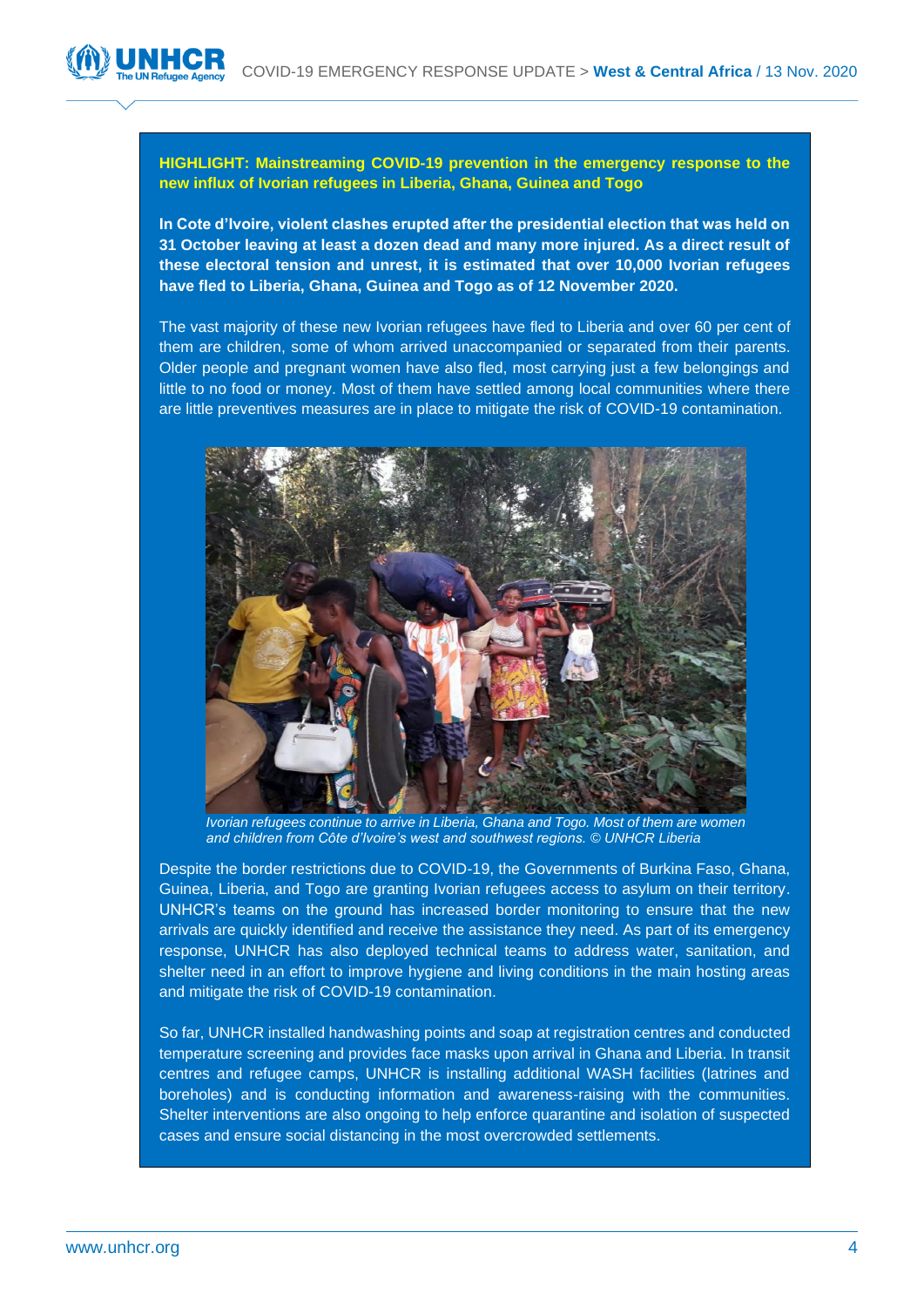**HIGHLIGHT: Mainstreaming COVID-19 prevention in the emergency response to the new influx of Ivorian refugees in Liberia, Ghana, Guinea and Togo**

**In Cote d'Ivoire, violent clashes erupted after the presidential election that was held on 31 October leaving at least a dozen dead and many more injured. As a direct result of these electoral tension and unrest, it is estimated that over 10,000 Ivorian refugees have fled to Liberia, Ghana, Guinea and Togo as of 12 November 2020.**

The vast majority of these new Ivorian refugees have fled to Liberia and over 60 per cent of them are children, some of whom arrived unaccompanied or separated from their parents. Older people and pregnant women have also fled, most carrying just a few belongings and little to no food or money. Most of them have settled among local communities where there are little preventives measures are in place to mitigate the risk of COVID-19 contamination.

*Ivorian refugees continue to arrive in Liberia, Ghana and Togo. Most of them are women and children from Côte d'Ivoire's west and southwest regions. © UNHCR Liberia*

Despite the border restrictions due to COVID-19, the Governments of Burkina Faso, Ghana, Guinea, Liberia, and Togo are granting Ivorian refugees access to asylum on their territory. UNHCR's teams on the ground has increased border monitoring to ensure that the new arrivals are quickly identified and receive the assistance they need. As part of its emergency response, UNHCR has also deployed technical teams to address water, sanitation, and shelter need in an effort to improve hygiene and living conditions in the main hosting areas and mitigate the risk of COVID-19 contamination.

So far, UNHCR installed handwashing points and soap at registration centres and conducted temperature screening and provides face masks upon arrival in Ghana and Liberia. In transit centres and refugee camps, UNHCR is installing additional WASH facilities (latrines and boreholes) and is conducting information and awareness-raising with the communities. Shelter interventions are also ongoing to help enforce quarantine and isolation of suspected cases and ensure social distancing in the most overcrowded settlements.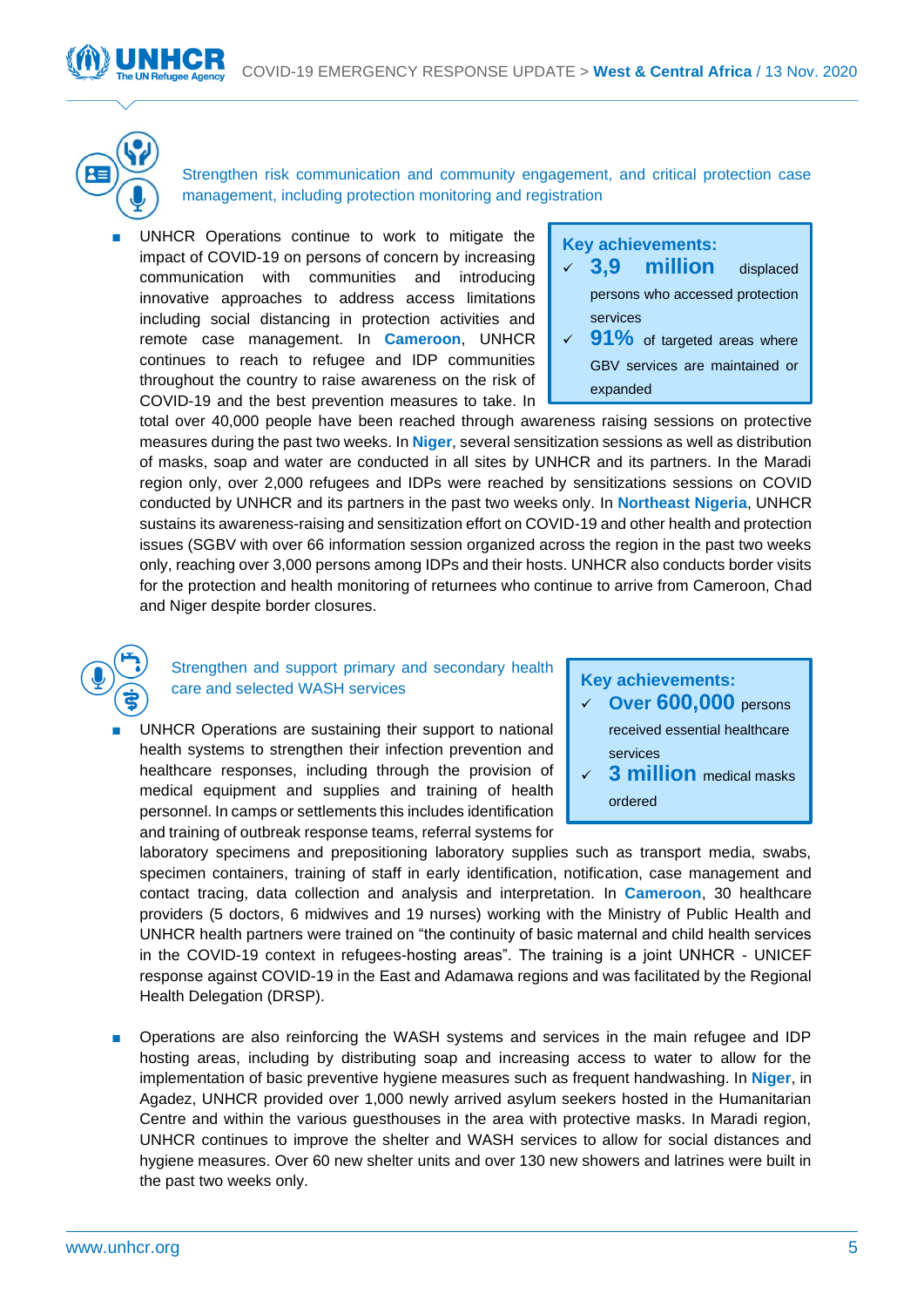## Strengthen risk communication and community engagement, and critical protection case management, including protection monitoring and registration

> **Key achievements:**
> - ✓ **3,9 million** displaced persons who accessed protection services
> - ✓ **91%** of targeted areas where GBV services are maintained or expanded

- UNHCR Operations continue to work to mitigate the impact of COVID-19 on persons of concern by increasing communication with communities and introducing innovative approaches to address access limitations including social distancing in protection activities and remote case management. In **Cameroon**, UNHCR continues to reach to refugee and IDP communities throughout the country to raise awareness on the risk of COVID-19 and the best prevention measures to take. In total over 40,000 people have been reached through awareness raising sessions on protective measures during the past two weeks. In **Niger**, several sensitization sessions as well as distribution of masks, soap and water are conducted in all sites by UNHCR and its partners. In the Maradi region only, over 2,000 refugees and IDPs were reached by sensitizations sessions on COVID conducted by UNHCR and its partners in the past two weeks only. In **Northeast Nigeria**, UNHCR sustains its awareness-raising and sensitization effort on COVID-19 and other health and protection issues (SGBV with over 66 information session organized across the region in the past two weeks only, reaching over 3,000 persons among IDPs and their hosts. UNHCR also conducts border visits for the protection and health monitoring of returnees who continue to arrive from Cameroon, Chad and Niger despite border closures.

## Strengthen and support primary and secondary health care and selected WASH services

> **Key achievements:**
> - ✓ **Over 600,000** persons received essential healthcare services
> - ✓ **3 million** medical masks ordered

- UNHCR Operations are sustaining their support to national health systems to strengthen their infection prevention and healthcare responses, including through the provision of medical equipment and supplies and training of health personnel. In camps or settlements this includes identification and training of outbreak response teams, referral systems for laboratory specimens and prepositioning laboratory supplies such as transport media, swabs, specimen containers, training of staff in early identification, notification, case management and contact tracing, data collection and analysis and interpretation. In **Cameroon**, 30 healthcare providers (5 doctors, 6 midwives and 19 nurses) working with the Ministry of Public Health and UNHCR health partners were trained on "the continuity of basic maternal and child health services in the COVID-19 context in refugees-hosting areas". The training is a joint UNHCR - UNICEF response against COVID-19 in the East and Adamawa regions and was facilitated by the Regional Health Delegation (DRSP).

- Operations are also reinforcing the WASH systems and services in the main refugee and IDP hosting areas, including by distributing soap and increasing access to water to allow for the implementation of basic preventive hygiene measures such as frequent handwashing. In **Niger**, in Agadez, UNHCR provided over 1,000 newly arrived asylum seekers hosted in the Humanitarian Centre and within the various guesthouses in the area with protective masks. In Maradi region, UNHCR continues to improve the shelter and WASH services to allow for social distances and hygiene measures. Over 60 new shelter units and over 130 new showers and latrines were built in the past two weeks only.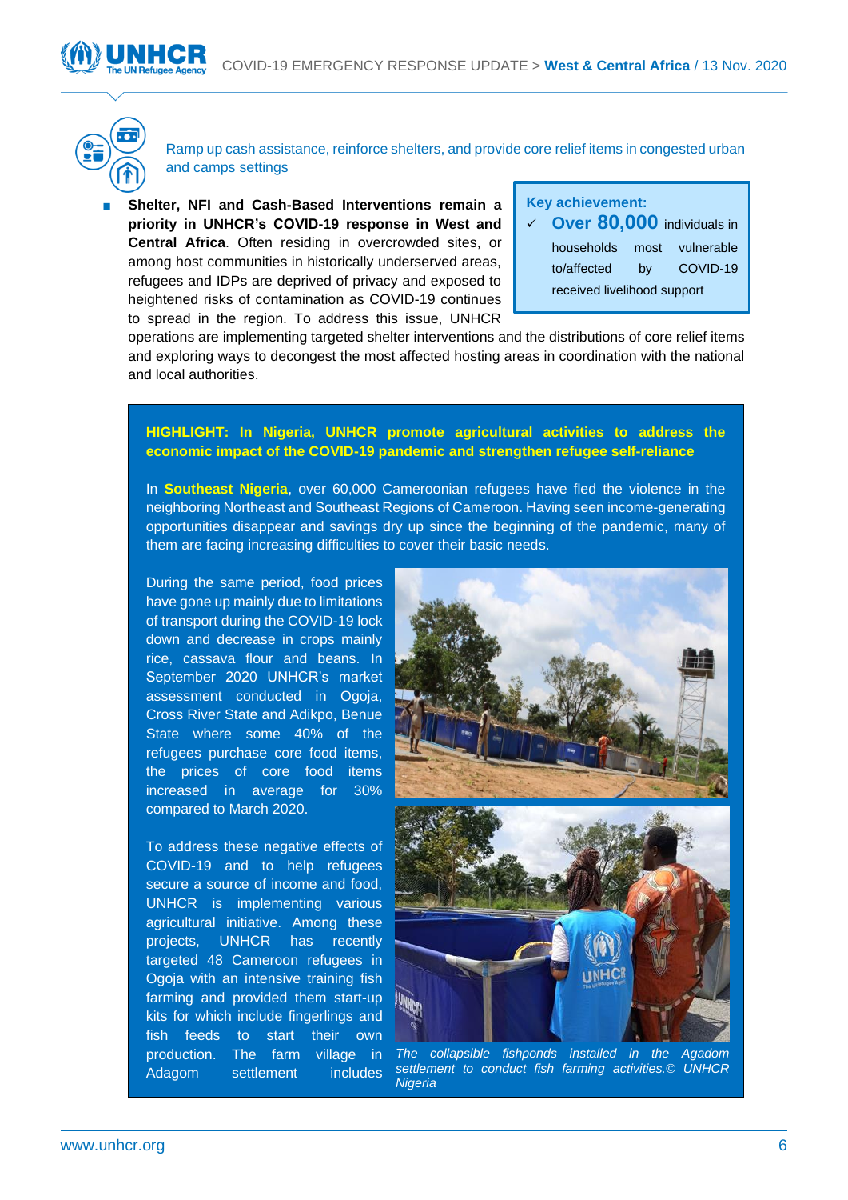Ramp up cash assistance, reinforce shelters, and provide core relief items in congested urban and camps settings

- **Shelter, NFI and Cash-Based Interventions remain a priority in UNHCR's COVID-19 response in West and Central Africa**. Often residing in overcrowded sites, or among host communities in historically underserved areas, refugees and IDPs are deprived of privacy and exposed to heightened risks of contamination as COVID-19 continues to spread in the region. To address this issue, UNHCR operations are implementing targeted shelter interventions and the distributions of core relief items and exploring ways to decongest the most affected hosting areas in coordination with the national and local authorities.

**Key achievement:**

✓ **Over 80,000** individuals in households most vulnerable to/affected by COVID-19 received livelihood support

**HIGHLIGHT: In Nigeria, UNHCR promote agricultural activities to address the economic impact of the COVID-19 pandemic and strengthen refugee self-reliance**

In **Southeast Nigeria**, over 60,000 Cameroonian refugees have fled the violence in the neighboring Northeast and Southeast Regions of Cameroon. Having seen income-generating opportunities disappear and savings dry up since the beginning of the pandemic, many of them are facing increasing difficulties to cover their basic needs.

During the same period, food prices have gone up mainly due to limitations of transport during the COVID-19 lock down and decrease in crops mainly rice, cassava flour and beans. In September 2020 UNHCR's market assessment conducted in Ogoja, Cross River State and Adikpo, Benue State where some 40% of the refugees purchase core food items, the prices of core food items increased in average for 30% compared to March 2020.

To address these negative effects of COVID-19 and to help refugees secure a source of income and food, UNHCR is implementing various agricultural initiative. Among these projects, UNHCR has recently targeted 48 Cameroon refugees in Ogoja with an intensive training fish farming and provided them start-up kits for which include fingerlings and fish feeds to start their own production. The farm village in Adagom settlement includes

*The collapsible fishponds installed in the Agadom settlement to conduct fish farming activities.© UNHCR Nigeria*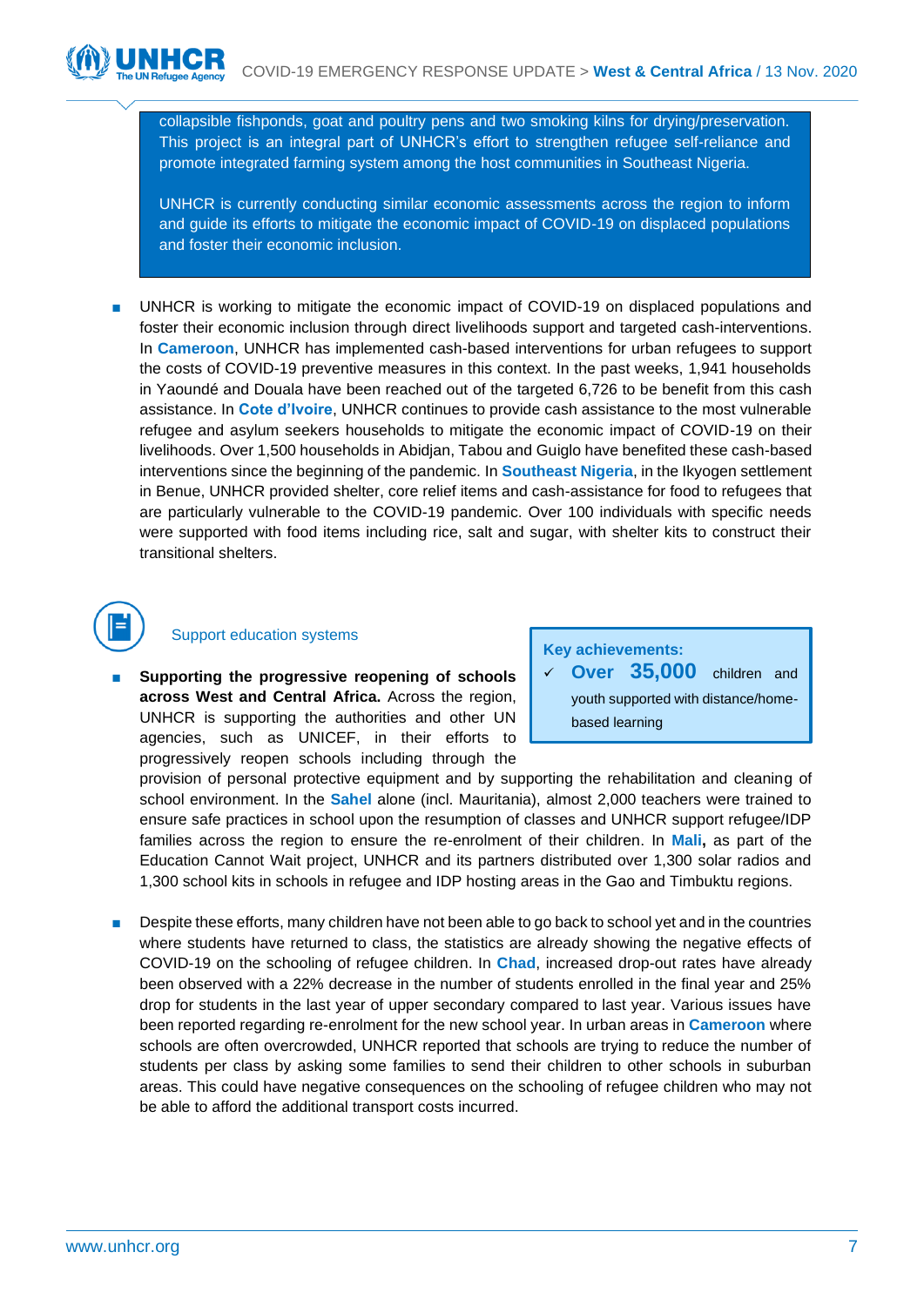collapsible fishponds, goat and poultry pens and two smoking kilns for drying/preservation. This project is an integral part of UNHCR's effort to strengthen refugee self-reliance and promote integrated farming system among the host communities in Southeast Nigeria.

UNHCR is currently conducting similar economic assessments across the region to inform and guide its efforts to mitigate the economic impact of COVID-19 on displaced populations and foster their economic inclusion.

- UNHCR is working to mitigate the economic impact of COVID-19 on displaced populations and foster their economic inclusion through direct livelihoods support and targeted cash-interventions. In **Cameroon**, UNHCR has implemented cash-based interventions for urban refugees to support the costs of COVID-19 preventive measures in this context. In the past weeks, 1,941 households in Yaoundé and Douala have been reached out of the targeted 6,726 to be benefit from this cash assistance. In **Cote d'Ivoire**, UNHCR continues to provide cash assistance to the most vulnerable refugee and asylum seekers households to mitigate the economic impact of COVID-19 on their livelihoods. Over 1,500 households in Abidjan, Tabou and Guiglo have benefited these cash-based interventions since the beginning of the pandemic. In **Southeast Nigeria**, in the Ikyogen settlement in Benue, UNHCR provided shelter, core relief items and cash-assistance for food to refugees that are particularly vulnerable to the COVID-19 pandemic. Over 100 individuals with specific needs were supported with food items including rice, salt and sugar, with shelter kits to construct their transitional shelters.

## Support education systems

**Key achievements:**

- ✓ **Over 35,000** children and youth supported with distance/home-based learning

- **Supporting the progressive reopening of schools across West and Central Africa.** Across the region, UNHCR is supporting the authorities and other UN agencies, such as UNICEF, in their efforts to progressively reopen schools including through the provision of personal protective equipment and by supporting the rehabilitation and cleaning of school environment. In the **Sahel** alone (incl. Mauritania), almost 2,000 teachers were trained to ensure safe practices in school upon the resumption of classes and UNHCR support refugee/IDP families across the region to ensure the re-enrolment of their children. In **Mali,** as part of the Education Cannot Wait project, UNHCR and its partners distributed over 1,300 solar radios and 1,300 school kits in schools in refugee and IDP hosting areas in the Gao and Timbuktu regions.

- Despite these efforts, many children have not been able to go back to school yet and in the countries where students have returned to class, the statistics are already showing the negative effects of COVID-19 on the schooling of refugee children. In **Chad**, increased drop-out rates have already been observed with a 22% decrease in the number of students enrolled in the final year and 25% drop for students in the last year of upper secondary compared to last year. Various issues have been reported regarding re-enrolment for the new school year. In urban areas in **Cameroon** where schools are often overcrowded, UNHCR reported that schools are trying to reduce the number of students per class by asking some families to send their children to other schools in suburban areas. This could have negative consequences on the schooling of refugee children who may not be able to afford the additional transport costs incurred.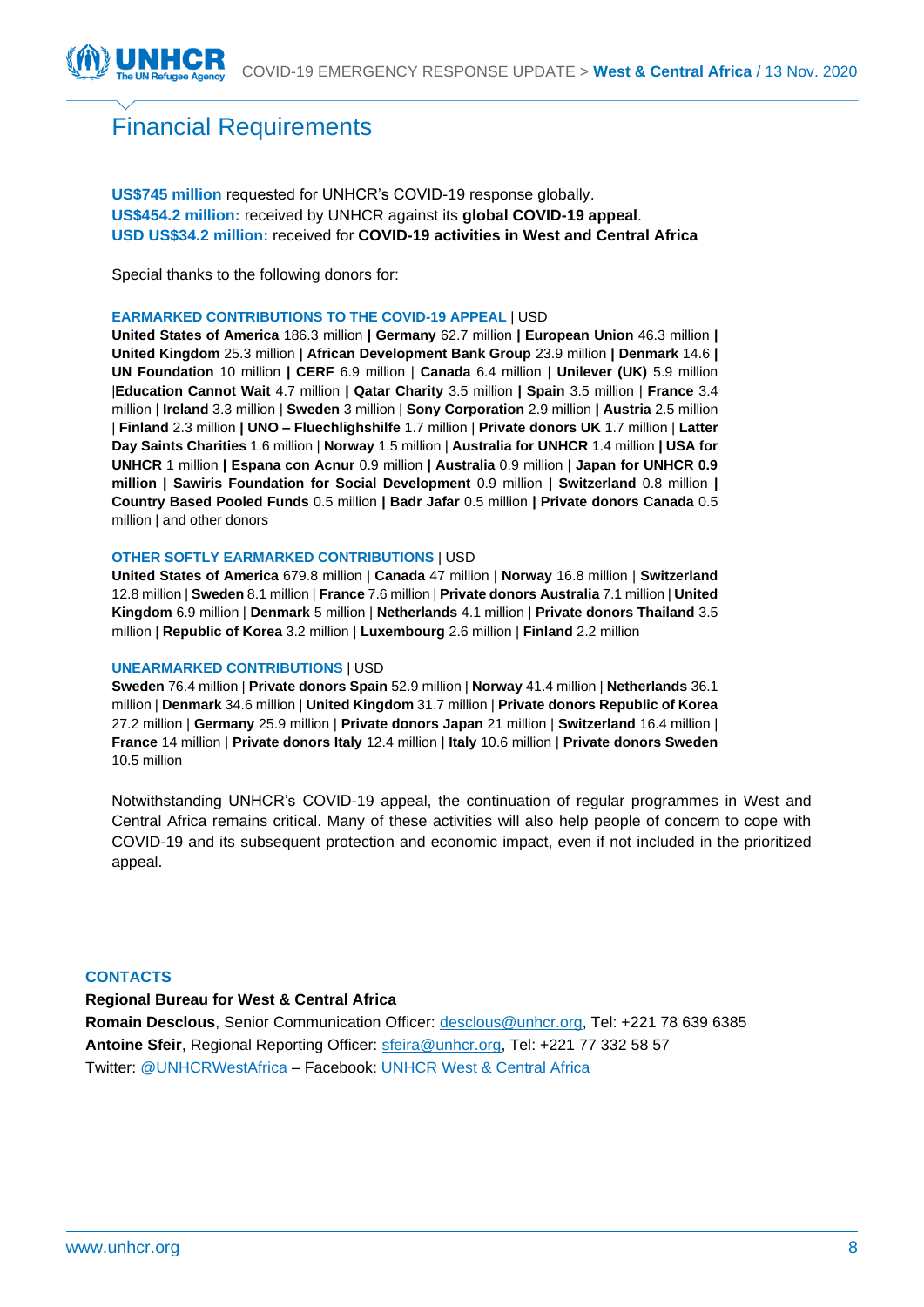## Financial Requirements

**US$745 million** requested for UNHCR's COVID-19 response globally.
**US$454.2 million:** received by UNHCR against its **global COVID-19 appeal**.
**USD US$34.2 million:** received for **COVID-19 activities in West and Central Africa**

Special thanks to the following donors for:

**EARMARKED CONTRIBUTIONS TO THE COVID-19 APPEAL** | USD
**United States of America** 186.3 million **| Germany** 62.7 million **| European Union** 46.3 million **| United Kingdom** 25.3 million **| African Development Bank Group** 23.9 million **| Denmark** 14.6 **| UN Foundation** 10 million **| CERF** 6.9 million | **Canada** 6.4 million | **Unilever (UK)** 5.9 million |**Education Cannot Wait** 4.7 million **| Qatar Charity** 3.5 million **| Spain** 3.5 million | **France** 3.4 million | **Ireland** 3.3 million | **Sweden** 3 million | **Sony Corporation** 2.9 million **| Austria** 2.5 million | **Finland** 2.3 million **| UNO – Fluechlighshilfe** 1.7 million | **Private donors UK** 1.7 million | **Latter Day Saints Charities** 1.6 million | **Norway** 1.5 million | **Australia for UNHCR** 1.4 million **| USA for UNHCR** 1 million **| Espana con Acnur** 0.9 million **| Australia** 0.9 million **| Japan for UNHCR 0.9 million | Sawiris Foundation for Social Development** 0.9 million **| Switzerland** 0.8 million **| Country Based Pooled Funds** 0.5 million **| Badr Jafar** 0.5 million **| Private donors Canada** 0.5 million | and other donors

**OTHER SOFTLY EARMARKED CONTRIBUTIONS** | USD
**United States of America** 679.8 million | **Canada** 47 million | **Norway** 16.8 million | **Switzerland** 12.8 million | **Sweden** 8.1 million | **France** 7.6 million | **Private donors Australia** 7.1 million | **United Kingdom** 6.9 million | **Denmark** 5 million | **Netherlands** 4.1 million | **Private donors Thailand** 3.5 million | **Republic of Korea** 3.2 million | **Luxembourg** 2.6 million | **Finland** 2.2 million

**UNEARMARKED CONTRIBUTIONS** | USD
**Sweden** 76.4 million | **Private donors Spain** 52.9 million | **Norway** 41.4 million | **Netherlands** 36.1 million | **Denmark** 34.6 million | **United Kingdom** 31.7 million | **Private donors Republic of Korea** 27.2 million | **Germany** 25.9 million | **Private donors Japan** 21 million | **Switzerland** 16.4 million | **France** 14 million | **Private donors Italy** 12.4 million | **Italy** 10.6 million | **Private donors Sweden** 10.5 million

Notwithstanding UNHCR's COVID-19 appeal, the continuation of regular programmes in West and Central Africa remains critical. Many of these activities will also help people of concern to cope with COVID-19 and its subsequent protection and economic impact, even if not included in the prioritized appeal.

### CONTACTS

**Regional Bureau for West & Central Africa**
**Romain Desclous**, Senior Communication Officer: desclous@unhcr.org, Tel: +221 78 639 6385
**Antoine Sfeir**, Regional Reporting Officer: sfeira@unhcr.org, Tel: +221 77 332 58 57
Twitter: @UNHCRWestAfrica – Facebook: UNHCR West & Central Africa